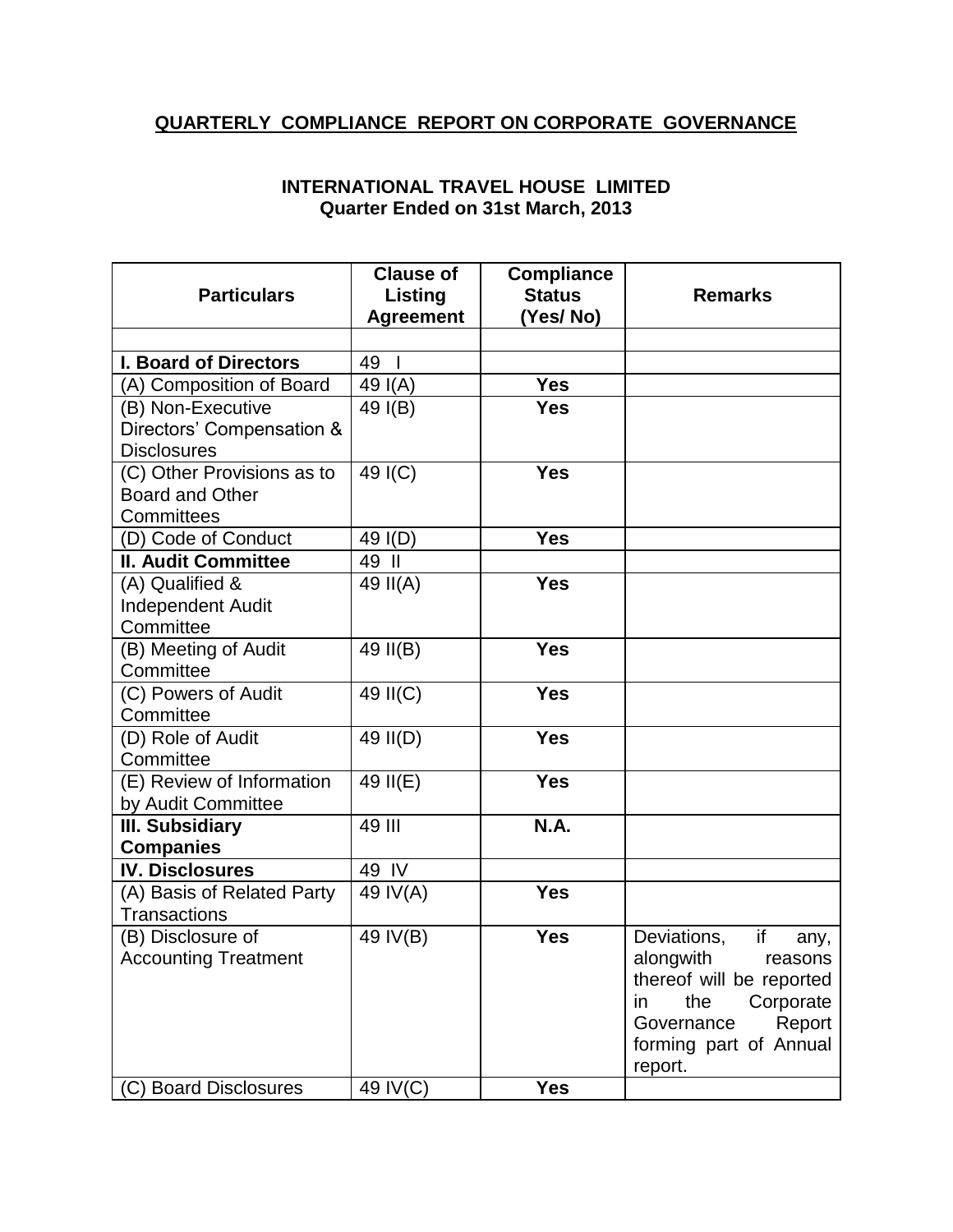## QUARTERLY COMPLIANCE REPORT ON CORPORATE GOVERNANCE

### INTERNATIONAL TRAVEL HOUSE LIMITED
### Quarter Ended on 31st March, 2013

| Particulars | Clause of Listing Agreement | Compliance Status (Yes/ No) | Remarks |
|---|---|---|---|
| | | | |
| **I. Board of Directors** | 49 I | | |
| (A) Composition of Board | 49 I(A) | **Yes** | |
| (B) Non-Executive Directors' Compensation & Disclosures | 49 I(B) | **Yes** | |
| (C) Other Provisions as to Board and Other Committees | 49 I(C) | **Yes** | |
| (D) Code of Conduct | 49 I(D) | **Yes** | |
| **II. Audit Committee** | 49 II | | |
| (A) Qualified & Independent Audit Committee | 49 II(A) | **Yes** | |
| (B) Meeting of Audit Committee | 49 II(B) | **Yes** | |
| (C) Powers of Audit Committee | 49 II(C) | **Yes** | |
| (D) Role of Audit Committee | 49 II(D) | **Yes** | |
| (E) Review of Information by Audit Committee | 49 II(E) | **Yes** | |
| **III. Subsidiary Companies** | 49 III | **N.A.** | |
| **IV. Disclosures** | 49 IV | | |
| (A) Basis of Related Party Transactions | 49 IV(A) | **Yes** | |
| (B) Disclosure of Accounting Treatment | 49 IV(B) | **Yes** | Deviations, if any, alongwith reasons thereof will be reported in the Corporate Governance Report forming part of Annual report. |
| (C) Board Disclosures | 49 IV(C) | **Yes** | |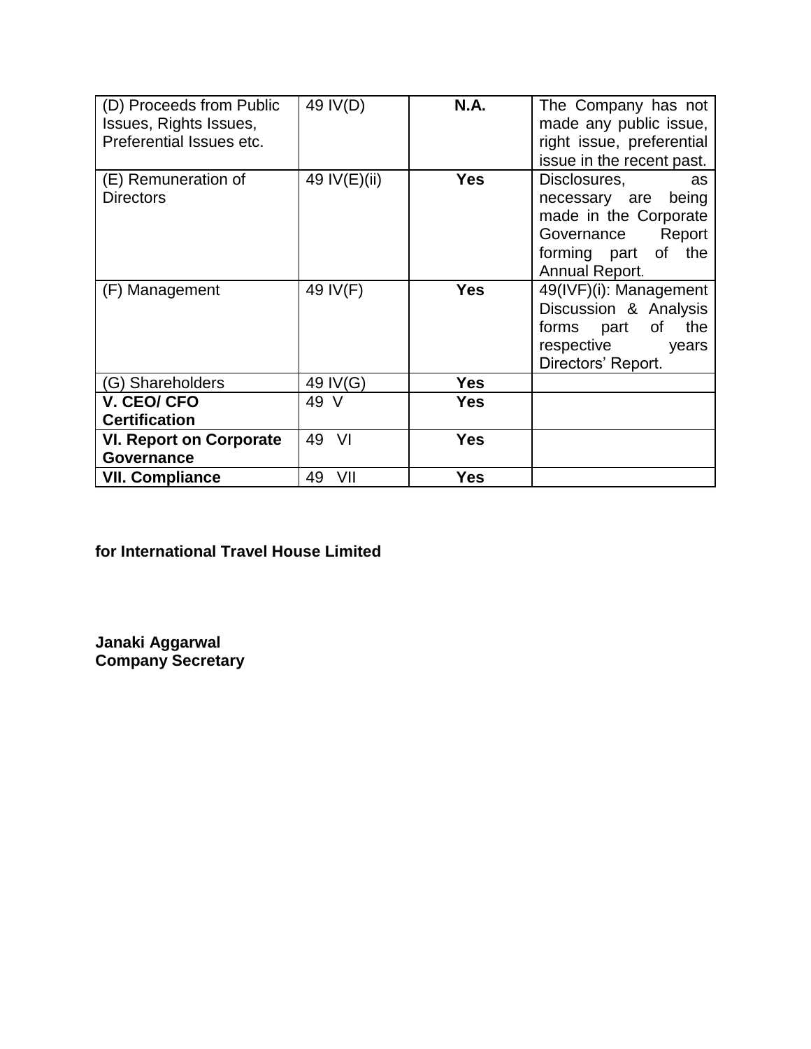| | | | |
|---|---|---|---|
| (D) Proceeds from Public Issues, Rights Issues, Preferential Issues etc. | 49 IV(D) | **N.A.** | The Company has not made any public issue, right issue, preferential issue in the recent past. |
| (E) Remuneration of Directors | 49 IV(E)(ii) | **Yes** | Disclosures, as necessary are being made in the Corporate Governance Report forming part of the Annual Report. |
| (F) Management | 49 IV(F) | **Yes** | 49(IVF)(i): Management Discussion & Analysis forms part of the respective years Directors' Report. |
| (G) Shareholders | 49 IV(G) | **Yes** | |
| **V. CEO/ CFO Certification** | 49 V | **Yes** | |
| **VI. Report on Corporate Governance** | 49 VI | **Yes** | |
| **VII. Compliance** | 49 VII | **Yes** | |

**for International Travel House Limited**

**Janaki Aggarwal**
**Company Secretary**